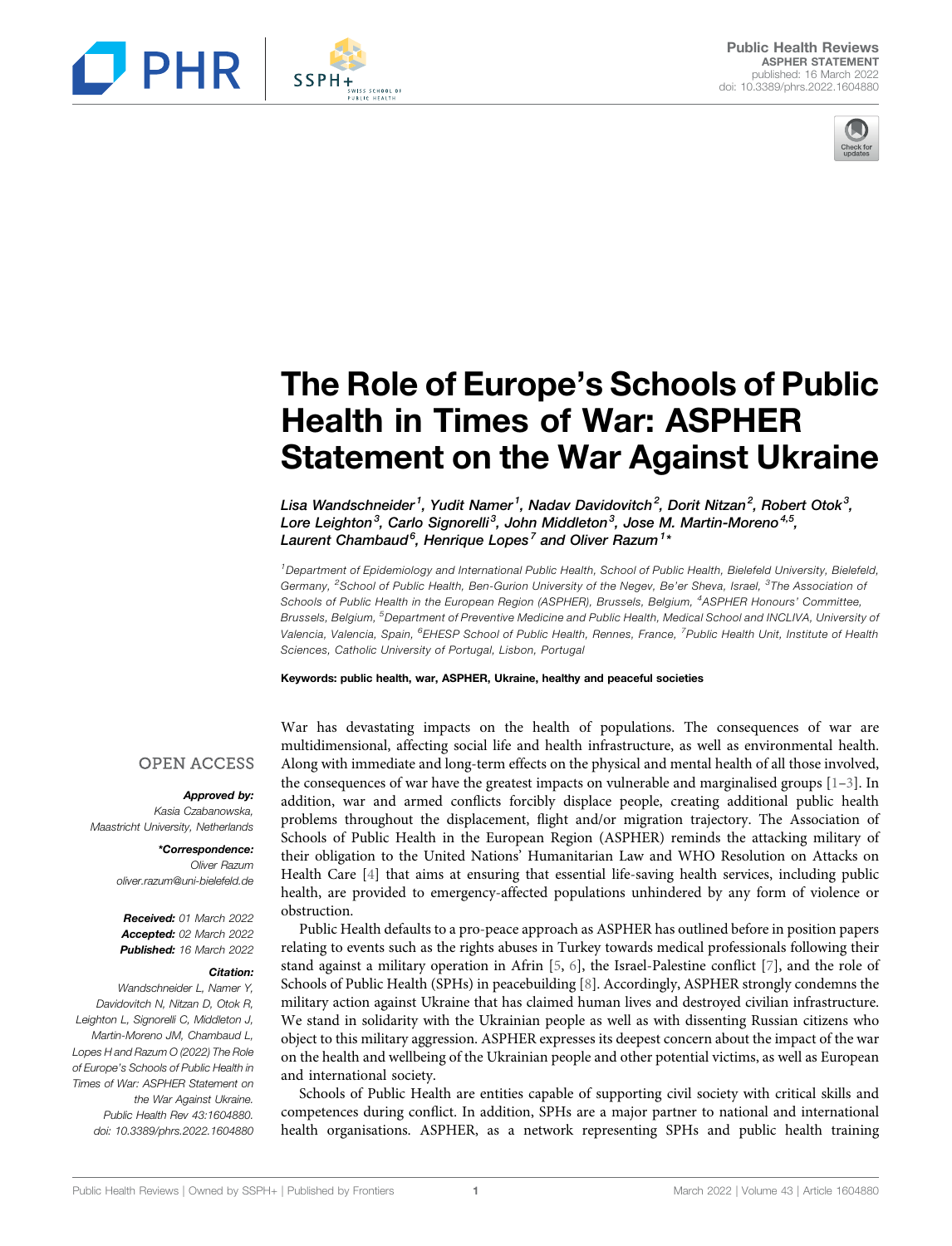ASPHER STATEMENT
published: 16 March 2022
doi: 10.3389/phrs.2022.1604880

# The Role of Europe's Schools of Public Health in Times of War: ASPHER Statement on the War Against Ukraine

*Lisa Wandschneider[1], Yudit Namer[1], Nadav Davidovitch[2], Dorit Nitzan[2], Robert Otok[3], Lore Leighton[3], Carlo Signorelli[3], John Middleton[3], Jose M. Martin-Moreno[4,5], Laurent Chambaud[6], Henrique Lopes[7] and Oliver Razum[1]\**

[1]Department of Epidemiology and International Public Health, School of Public Health, Bielefeld University, Bielefeld, Germany, [2]School of Public Health, Ben-Gurion University of the Negev, Be'er Sheva, Israel, [3]The Association of Schools of Public Health in the European Region (ASPHER), Brussels, Belgium, [4]ASPHER Honours' Committee, Brussels, Belgium, [5]Department of Preventive Medicine and Public Health, Medical School and INCLIVA, University of Valencia, Valencia, Spain, [6]EHESP School of Public Health, Rennes, France, [7]Public Health Unit, Institute of Health Sciences, Catholic University of Portugal, Lisbon, Portugal

**Keywords: public health, war, ASPHER, Ukraine, healthy and peaceful societies**

OPEN ACCESS

***Approved by:***
Kasia Czabanowska,
Maastricht University, Netherlands

***\*Correspondence:***
Oliver Razum
oliver.razum@uni-bielefeld.de

***Received:*** 01 March 2022
***Accepted:*** 02 March 2022
***Published:*** 16 March 2022

***Citation:***
Wandschneider L, Namer Y, Davidovitch N, Nitzan D, Otok R, Leighton L, Signorelli C, Middleton J, Martin-Moreno JM, Chambaud L, Lopes H and Razum O (2022) The Role of Europe's Schools of Public Health in Times of War: ASPHER Statement on the War Against Ukraine. Public Health Rev 43:1604880. doi: 10.3389/phrs.2022.1604880

War has devastating impacts on the health of populations. The consequences of war are multidimensional, affecting social life and health infrastructure, as well as environmental health. Along with immediate and long-term effects on the physical and mental health of all those involved, the consequences of war have the greatest impacts on vulnerable and marginalised groups [1–3]. In addition, war and armed conflicts forcibly displace people, creating additional public health problems throughout the displacement, flight and/or migration trajectory. The Association of Schools of Public Health in the European Region (ASPHER) reminds the attacking military of their obligation to the United Nations' Humanitarian Law and WHO Resolution on Attacks on Health Care [4] that aims at ensuring that essential life-saving health services, including public health, are provided to emergency-affected populations unhindered by any form of violence or obstruction.

Public Health defaults to a pro-peace approach as ASPHER has outlined before in position papers relating to events such as the rights abuses in Turkey towards medical professionals following their stand against a military operation in Afrin [5, 6], the Israel-Palestine conflict [7], and the role of Schools of Public Health (SPHs) in peacebuilding [8]. Accordingly, ASPHER strongly condemns the military action against Ukraine that has claimed human lives and destroyed civilian infrastructure. We stand in solidarity with the Ukrainian people as well as with dissenting Russian citizens who object to this military aggression. ASPHER expresses its deepest concern about the impact of the war on the health and wellbeing of the Ukrainian people and other potential victims, as well as European and international society.

Schools of Public Health are entities capable of supporting civil society with critical skills and competences during conflict. In addition, SPHs are a major partner to national and international health organisations. ASPHER, as a network representing SPHs and public health training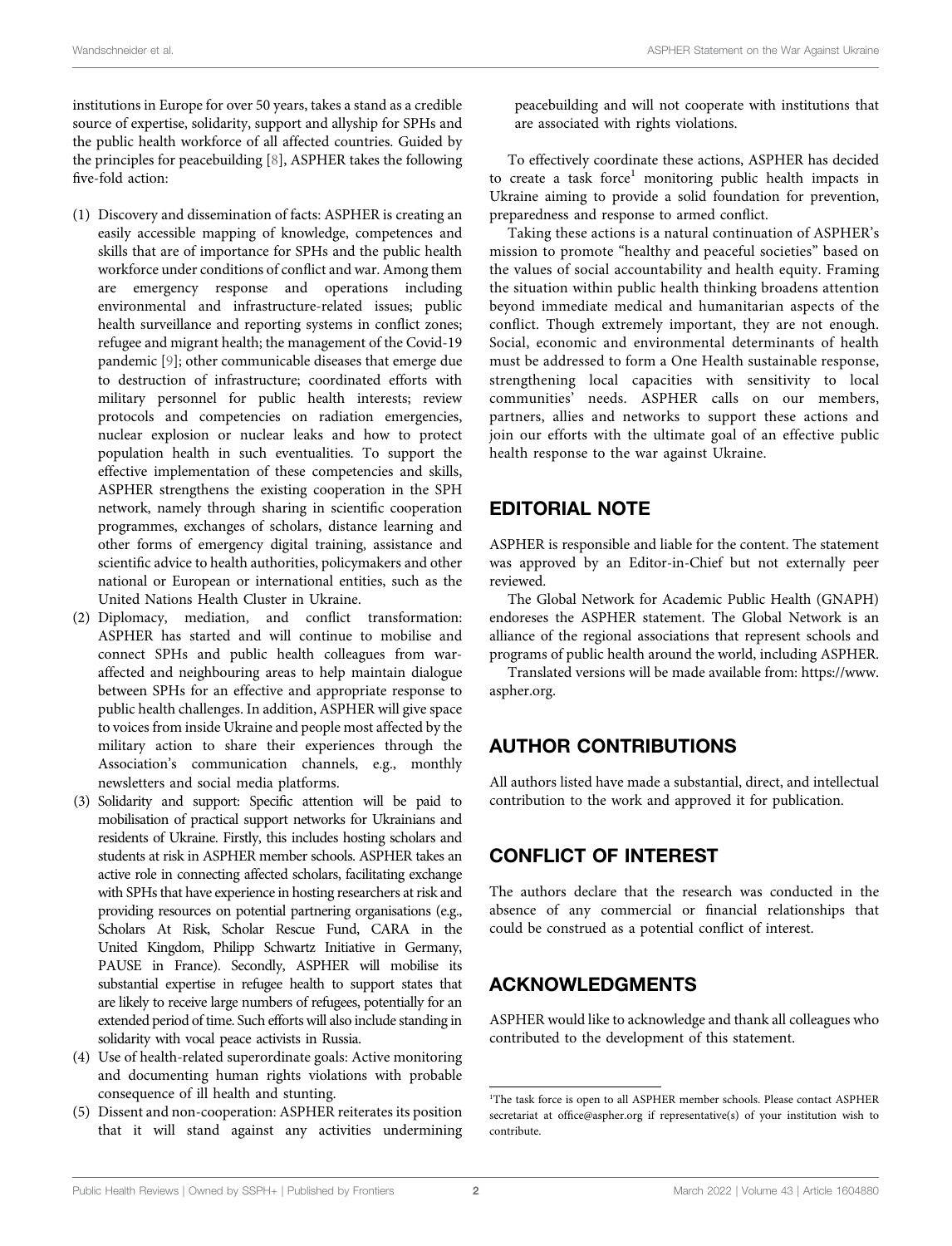institutions in Europe for over 50 years, takes a stand as a credible source of expertise, solidarity, support and allyship for SPHs and the public health workforce of all affected countries. Guided by the principles for peacebuilding [8], ASPHER takes the following five-fold action:

1. Discovery and dissemination of facts: ASPHER is creating an easily accessible mapping of knowledge, competences and skills that are of importance for SPHs and the public health workforce under conditions of conflict and war. Among them are emergency response and operations including environmental and infrastructure-related issues; public health surveillance and reporting systems in conflict zones; refugee and migrant health; the management of the Covid-19 pandemic [9]; other communicable diseases that emerge due to destruction of infrastructure; coordinated efforts with military personnel for public health interests; review protocols and competencies on radiation emergencies, nuclear explosion or nuclear leaks and how to protect population health in such eventualities. To support the effective implementation of these competencies and skills, ASPHER strengthens the existing cooperation in the SPH network, namely through sharing in scientific cooperation programmes, exchanges of scholars, distance learning and other forms of emergency digital training, assistance and scientific advice to health authorities, policymakers and other national or European or international entities, such as the United Nations Health Cluster in Ukraine.
2. Diplomacy, mediation, and conflict transformation: ASPHER has started and will continue to mobilise and connect SPHs and public health colleagues from war-affected and neighbouring areas to help maintain dialogue between SPHs for an effective and appropriate response to public health challenges. In addition, ASPHER will give space to voices from inside Ukraine and people most affected by the military action to share their experiences through the Association's communication channels, e.g., monthly newsletters and social media platforms.
3. Solidarity and support: Specific attention will be paid to mobilisation of practical support networks for Ukrainians and residents of Ukraine. Firstly, this includes hosting scholars and students at risk in ASPHER member schools. ASPHER takes an active role in connecting affected scholars, facilitating exchange with SPHs that have experience in hosting researchers at risk and providing resources on potential partnering organisations (e.g., Scholars At Risk, Scholar Rescue Fund, CARA in the United Kingdom, Philipp Schwartz Initiative in Germany, PAUSE in France). Secondly, ASPHER will mobilise its substantial expertise in refugee health to support states that are likely to receive large numbers of refugees, potentially for an extended period of time. Such efforts will also include standing in solidarity with vocal peace activists in Russia.
4. Use of health-related superordinate goals: Active monitoring and documenting human rights violations with probable consequence of ill health and stunting.
5. Dissent and non-cooperation: ASPHER reiterates its position that it will stand against any activities undermining peacebuilding and will not cooperate with institutions that are associated with rights violations.

To effectively coordinate these actions, ASPHER has decided to create a task force[1] monitoring public health impacts in Ukraine aiming to provide a solid foundation for prevention, preparedness and response to armed conflict.

Taking these actions is a natural continuation of ASPHER's mission to promote "healthy and peaceful societies" based on the values of social accountability and health equity. Framing the situation within public health thinking broadens attention beyond immediate medical and humanitarian aspects of the conflict. Though extremely important, they are not enough. Social, economic and environmental determinants of health must be addressed to form a One Health sustainable response, strengthening local capacities with sensitivity to local communities' needs. ASPHER calls on our members, partners, allies and networks to support these actions and join our efforts with the ultimate goal of an effective public health response to the war against Ukraine.

## EDITORIAL NOTE

ASPHER is responsible and liable for the content. The statement was approved by an Editor-in-Chief but not externally peer reviewed.

The Global Network for Academic Public Health (GNAPH) endoreses the ASPHER statement. The Global Network is an alliance of the regional associations that represent schools and programs of public health around the world, including ASPHER.

Translated versions will be made available from: https://www.aspher.org.

## AUTHOR CONTRIBUTIONS

All authors listed have made a substantial, direct, and intellectual contribution to the work and approved it for publication.

## CONFLICT OF INTEREST

The authors declare that the research was conducted in the absence of any commercial or financial relationships that could be construed as a potential conflict of interest.

## ACKNOWLEDGMENTS

ASPHER would like to acknowledge and thank all colleagues who contributed to the development of this statement.

---

[1]The task force is open to all ASPHER member schools. Please contact ASPHER secretariat at office@aspher.org if representative(s) of your institution wish to contribute.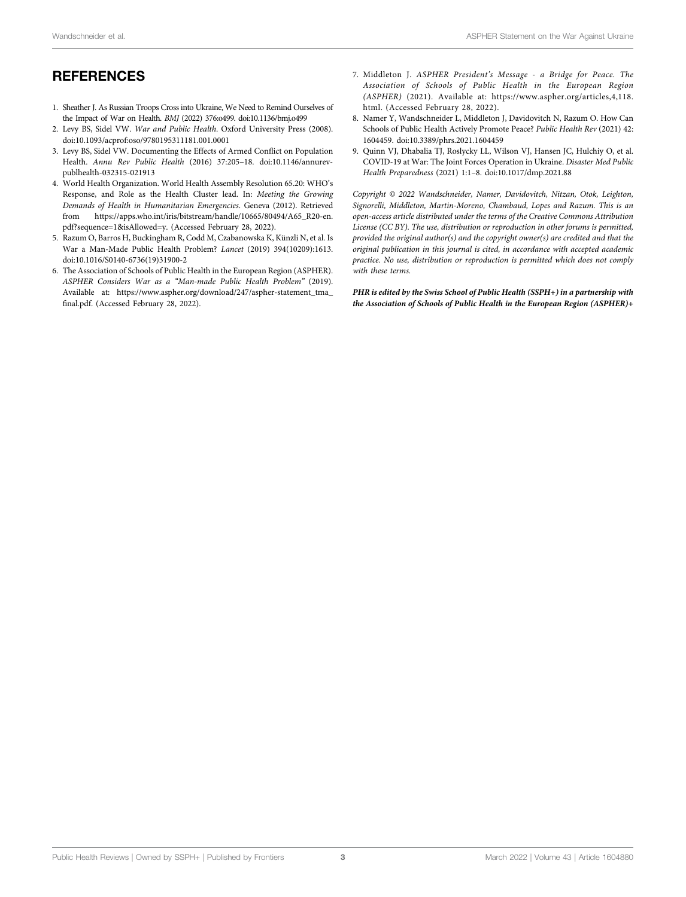## REFERENCES

1. Sheather J. As Russian Troops Cross into Ukraine, We Need to Remind Ourselves of the Impact of War on Health. *BMJ* (2022) 376:o499. doi:10.1136/bmj.o499
2. Levy BS, Sidel VW. *War and Public Health*. Oxford University Press (2008). doi:10.1093/acprof:oso/9780195311181.001.0001
3. Levy BS, Sidel VW. Documenting the Effects of Armed Conflict on Population Health. *Annu Rev Public Health* (2016) 37:205–18. doi:10.1146/annurev-publhealth-032315-021913
4. World Health Organization. World Health Assembly Resolution 65.20: WHO's Response, and Role as the Health Cluster lead. In: *Meeting the Growing Demands of Health in Humanitarian Emergencies*. Geneva (2012). Retrieved from https://apps.who.int/iris/bitstream/handle/10665/80494/A65_R20-en.pdf?sequence=1&isAllowed=y. (Accessed February 28, 2022).
5. Razum O, Barros H, Buckingham R, Codd M, Czabanowska K, Künzli N, et al. Is War a Man-Made Public Health Problem? *Lancet* (2019) 394(10209):1613. doi:10.1016/S0140-6736(19)31900-2
6. The Association of Schools of Public Health in the European Region (ASPHER). *ASPHER Considers War as a "Man-made Public Health Problem"* (2019). Available at: https://www.aspher.org/download/247/aspher-statement_tma_final.pdf. (Accessed February 28, 2022).
7. Middleton J. *ASPHER President's Message - a Bridge for Peace. The Association of Schools of Public Health in the European Region (ASPHER)* (2021). Available at: https://www.aspher.org/articles,4,118.html. (Accessed February 28, 2022).
8. Namer Y, Wandschneider L, Middleton J, Davidovitch N, Razum O. How Can Schools of Public Health Actively Promote Peace? *Public Health Rev* (2021) 42: 1604459. doi:10.3389/phrs.2021.1604459
9. Quinn VJ, Dhabalia TJ, Roslycky LL, Wilson VJ, Hansen JC, Hulchiy O, et al. COVID-19 at War: The Joint Forces Operation in Ukraine. *Disaster Med Public Health Preparedness* (2021) 1:1–8. doi:10.1017/dmp.2021.88

*Copyright © 2022 Wandschneider, Namer, Davidovitch, Nitzan, Otok, Leighton, Signorelli, Middleton, Martin-Moreno, Chambaud, Lopes and Razum. This is an open-access article distributed under the terms of the Creative Commons Attribution License (CC BY). The use, distribution or reproduction in other forums is permitted, provided the original author(s) and the copyright owner(s) are credited and that the original publication in this journal is cited, in accordance with accepted academic practice. No use, distribution or reproduction is permitted which does not comply with these terms.*

***PHR is edited by the Swiss School of Public Health (SSPH+) in a partnership with the Association of Schools of Public Health in the European Region (ASPHER)+***